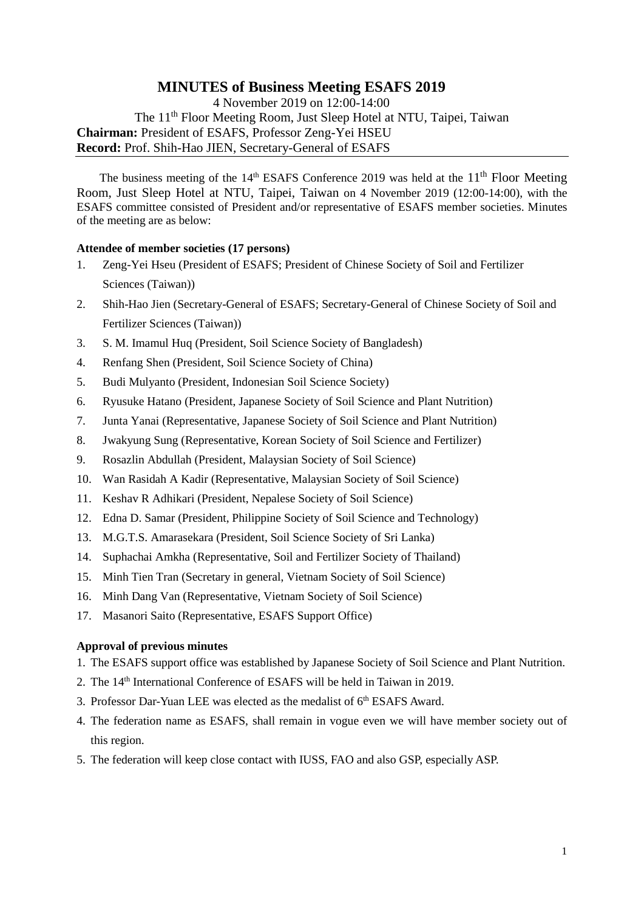# MINUTES of Business Meeting ESAFS 2019

4 November 2019 on 12:00-14:00

The 11th Floor Meeting Room, Just Sleep Hotel at NTU, Taipei, Taiwan

**Chairman:** President of ESAFS, Professor Zeng-Yei HSEU

**Record:** Prof. Shih-Hao JIEN, Secretary-General of ESAFS

---

The business meeting of the 14th ESAFS Conference 2019 was held at the 11th Floor Meeting Room, Just Sleep Hotel at NTU, Taipei, Taiwan on 4 November 2019 (12:00-14:00), with the ESAFS committee consisted of President and/or representative of ESAFS member societies. Minutes of the meeting are as below:

**Attendee of member societies (17 persons)**

1. Zeng-Yei Hseu (President of ESAFS; President of Chinese Society of Soil and Fertilizer Sciences (Taiwan))
2. Shih-Hao Jien (Secretary-General of ESAFS; Secretary-General of Chinese Society of Soil and Fertilizer Sciences (Taiwan))
3. S. M. Imamul Huq (President, Soil Science Society of Bangladesh)
4. Renfang Shen (President, Soil Science Society of China)
5. Budi Mulyanto (President, Indonesian Soil Science Society)
6. Ryusuke Hatano (President, Japanese Society of Soil Science and Plant Nutrition)
7. Junta Yanai (Representative, Japanese Society of Soil Science and Plant Nutrition)
8. Jwakyung Sung (Representative, Korean Society of Soil Science and Fertilizer)
9. Rosazlin Abdullah (President, Malaysian Society of Soil Science)
10. Wan Rasidah A Kadir (Representative, Malaysian Society of Soil Science)
11. Keshav R Adhikari (President, Nepalese Society of Soil Science)
12. Edna D. Samar (President, Philippine Society of Soil Science and Technology)
13. M.G.T.S. Amarasekara (President, Soil Science Society of Sri Lanka)
14. Suphachai Amkha (Representative, Soil and Fertilizer Society of Thailand)
15. Minh Tien Tran (Secretary in general, Vietnam Society of Soil Science)
16. Minh Dang Van (Representative, Vietnam Society of Soil Science)
17. Masanori Saito (Representative, ESAFS Support Office)

**Approval of previous minutes**

1. The ESAFS support office was established by Japanese Society of Soil Science and Plant Nutrition.
2. The 14th International Conference of ESAFS will be held in Taiwan in 2019.
3. Professor Dar-Yuan LEE was elected as the medalist of 6th ESAFS Award.
4. The federation name as ESAFS, shall remain in vogue even we will have member society out of this region.
5. The federation will keep close contact with IUSS, FAO and also GSP, especially ASP.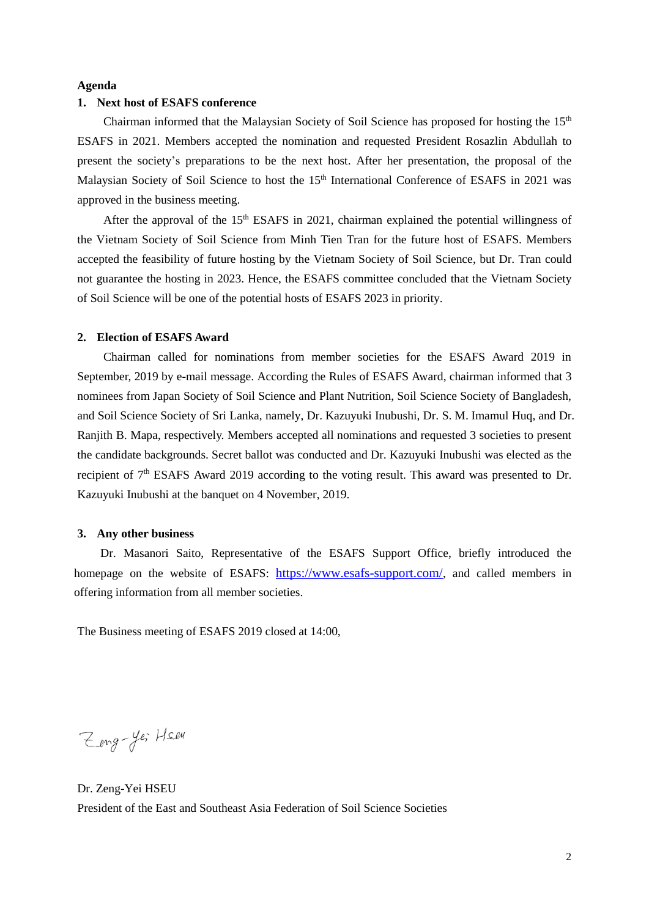**Agenda**

## 1. Next host of ESAFS conference

Chairman informed that the Malaysian Society of Soil Science has proposed for hosting the 15th ESAFS in 2021. Members accepted the nomination and requested President Rosazlin Abdullah to present the society's preparations to be the next host. After her presentation, the proposal of the Malaysian Society of Soil Science to host the 15th International Conference of ESAFS in 2021 was approved in the business meeting.

After the approval of the 15th ESAFS in 2021, chairman explained the potential willingness of the Vietnam Society of Soil Science from Minh Tien Tran for the future host of ESAFS. Members accepted the feasibility of future hosting by the Vietnam Society of Soil Science, but Dr. Tran could not guarantee the hosting in 2023. Hence, the ESAFS committee concluded that the Vietnam Society of Soil Science will be one of the potential hosts of ESAFS 2023 in priority.

## 2. Election of ESAFS Award

Chairman called for nominations from member societies for the ESAFS Award 2019 in September, 2019 by e-mail message. According the Rules of ESAFS Award, chairman informed that 3 nominees from Japan Society of Soil Science and Plant Nutrition, Soil Science Society of Bangladesh, and Soil Science Society of Sri Lanka, namely, Dr. Kazuyuki Inubushi, Dr. S. M. Imamul Huq, and Dr. Ranjith B. Mapa, respectively. Members accepted all nominations and requested 3 societies to present the candidate backgrounds. Secret ballot was conducted and Dr. Kazuyuki Inubushi was elected as the recipient of 7th ESAFS Award 2019 according to the voting result. This award was presented to Dr. Kazuyuki Inubushi at the banquet on 4 November, 2019.

## 3. Any other business

Dr. Masanori Saito, Representative of the ESAFS Support Office, briefly introduced the homepage on the website of ESAFS: https://www.esafs-support.com/, and called members in offering information from all member societies.

The Business meeting of ESAFS 2019 closed at 14:00,

Zeng-Yei Hseu

Dr. Zeng-Yei HSEU
President of the East and Southeast Asia Federation of Soil Science Societies